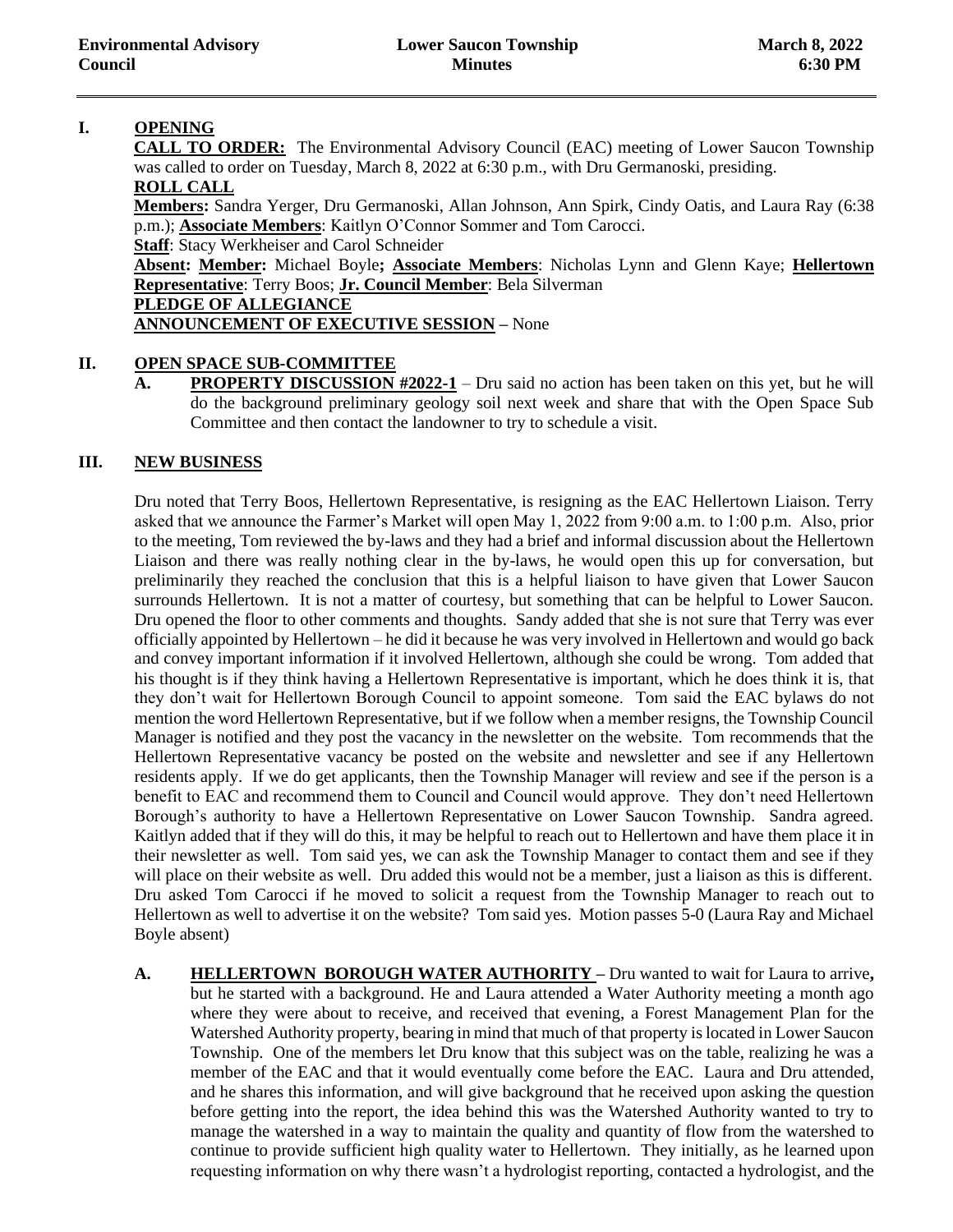**Environmental Advisory Council** | **Lower Saucon Township Minutes** | **March 8, 2022 6:30 PM**

---

## I. OPENING

**CALL TO ORDER:** The Environmental Advisory Council (EAC) meeting of Lower Saucon Township was called to order on Tuesday, March 8, 2022 at 6:30 p.m., with Dru Germanoski, presiding.

**ROLL CALL**

**Members:** Sandra Yerger, Dru Germanoski, Allan Johnson, Ann Spirk, Cindy Oatis, and Laura Ray (6:38 p.m.); **Associate Members**: Kaitlyn O'Connor Sommer and Tom Carocci.

**Staff**: Stacy Werkheiser and Carol Schneider

**Absent: Member:** Michael Boyle**; Associate Members**: Nicholas Lynn and Glenn Kaye; **Hellertown Representative**: Terry Boos; **Jr. Council Member**: Bela Silverman

**PLEDGE OF ALLEGIANCE**

**ANNOUNCEMENT OF EXECUTIVE SESSION –** None

## II. OPEN SPACE SUB-COMMITTEE

**A. PROPERTY DISCUSSION #2022-1** – Dru said no action has been taken on this yet, but he will do the background preliminary geology soil next week and share that with the Open Space Sub Committee and then contact the landowner to try to schedule a visit.

## III. NEW BUSINESS

Dru noted that Terry Boos, Hellertown Representative, is resigning as the EAC Hellertown Liaison. Terry asked that we announce the Farmer's Market will open May 1, 2022 from 9:00 a.m. to 1:00 p.m. Also, prior to the meeting, Tom reviewed the by-laws and they had a brief and informal discussion about the Hellertown Liaison and there was really nothing clear in the by-laws, he would open this up for conversation, but preliminarily they reached the conclusion that this is a helpful liaison to have given that Lower Saucon surrounds Hellertown. It is not a matter of courtesy, but something that can be helpful to Lower Saucon. Dru opened the floor to other comments and thoughts. Sandy added that she is not sure that Terry was ever officially appointed by Hellertown – he did it because he was very involved in Hellertown and would go back and convey important information if it involved Hellertown, although she could be wrong. Tom added that his thought is if they think having a Hellertown Representative is important, which he does think it is, that they don't wait for Hellertown Borough Council to appoint someone. Tom said the EAC bylaws do not mention the word Hellertown Representative, but if we follow when a member resigns, the Township Council Manager is notified and they post the vacancy in the newsletter on the website. Tom recommends that the Hellertown Representative vacancy be posted on the website and newsletter and see if any Hellertown residents apply. If we do get applicants, then the Township Manager will review and see if the person is a benefit to EAC and recommend them to Council and Council would approve. They don't need Hellertown Borough's authority to have a Hellertown Representative on Lower Saucon Township. Sandra agreed. Kaitlyn added that if they will do this, it may be helpful to reach out to Hellertown and have them place it in their newsletter as well. Tom said yes, we can ask the Township Manager to contact them and see if they will place on their website as well. Dru added this would not be a member, just a liaison as this is different. Dru asked Tom Carocci if he moved to solicit a request from the Township Manager to reach out to Hellertown as well to advertise it on the website? Tom said yes. Motion passes 5-0 (Laura Ray and Michael Boyle absent)

**A. HELLERTOWN BOROUGH WATER AUTHORITY –** Dru wanted to wait for Laura to arrive**,** but he started with a background. He and Laura attended a Water Authority meeting a month ago where they were about to receive, and received that evening, a Forest Management Plan for the Watershed Authority property, bearing in mind that much of that property is located in Lower Saucon Township. One of the members let Dru know that this subject was on the table, realizing he was a member of the EAC and that it would eventually come before the EAC. Laura and Dru attended, and he shares this information, and will give background that he received upon asking the question before getting into the report, the idea behind this was the Watershed Authority wanted to try to manage the watershed in a way to maintain the quality and quantity of flow from the watershed to continue to provide sufficient high quality water to Hellertown. They initially, as he learned upon requesting information on why there wasn't a hydrologist reporting, contacted a hydrologist, and the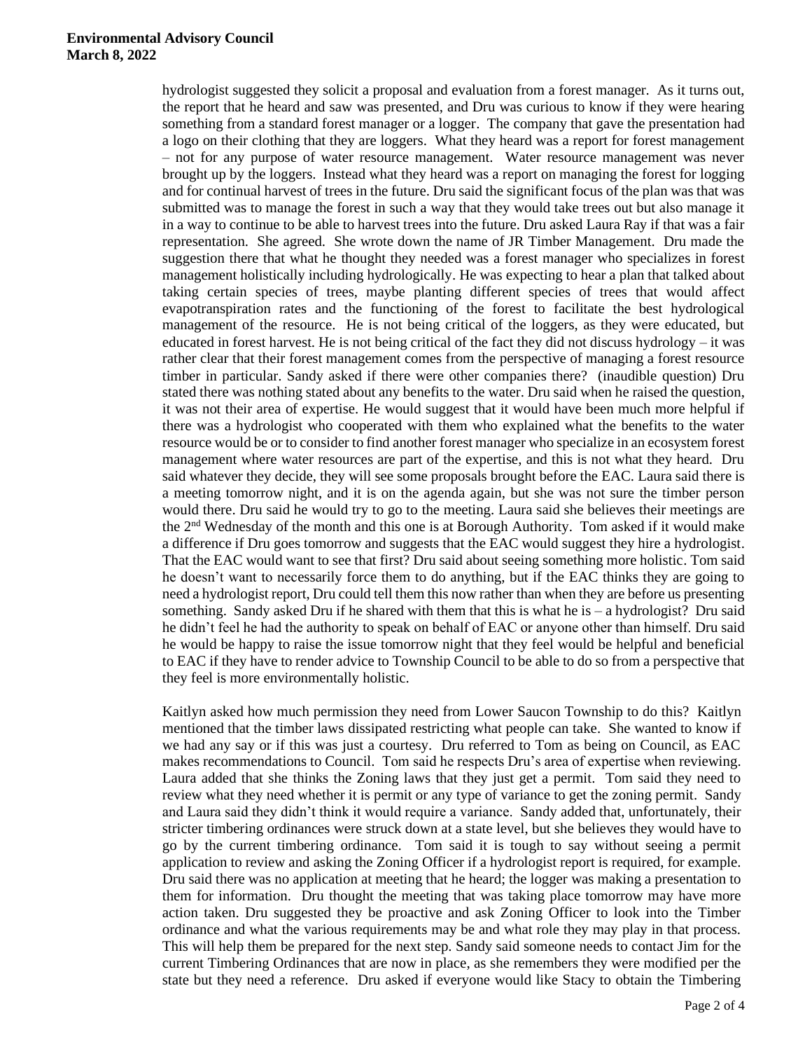hydrologist suggested they solicit a proposal and evaluation from a forest manager. As it turns out, the report that he heard and saw was presented, and Dru was curious to know if they were hearing something from a standard forest manager or a logger. The company that gave the presentation had a logo on their clothing that they are loggers. What they heard was a report for forest management – not for any purpose of water resource management. Water resource management was never brought up by the loggers. Instead what they heard was a report on managing the forest for logging and for continual harvest of trees in the future. Dru said the significant focus of the plan was that was submitted was to manage the forest in such a way that they would take trees out but also manage it in a way to continue to be able to harvest trees into the future. Dru asked Laura Ray if that was a fair representation. She agreed. She wrote down the name of JR Timber Management. Dru made the suggestion there that what he thought they needed was a forest manager who specializes in forest management holistically including hydrologically. He was expecting to hear a plan that talked about taking certain species of trees, maybe planting different species of trees that would affect evapotranspiration rates and the functioning of the forest to facilitate the best hydrological management of the resource. He is not being critical of the loggers, as they were educated, but educated in forest harvest. He is not being critical of the fact they did not discuss hydrology – it was rather clear that their forest management comes from the perspective of managing a forest resource timber in particular. Sandy asked if there were other companies there? (inaudible question) Dru stated there was nothing stated about any benefits to the water. Dru said when he raised the question, it was not their area of expertise. He would suggest that it would have been much more helpful if there was a hydrologist who cooperated with them who explained what the benefits to the water resource would be or to consider to find another forest manager who specialize in an ecosystem forest management where water resources are part of the expertise, and this is not what they heard. Dru said whatever they decide, they will see some proposals brought before the EAC. Laura said there is a meeting tomorrow night, and it is on the agenda again, but she was not sure the timber person would there. Dru said he would try to go to the meeting. Laura said she believes their meetings are the 2nd Wednesday of the month and this one is at Borough Authority. Tom asked if it would make a difference if Dru goes tomorrow and suggests that the EAC would suggest they hire a hydrologist. That the EAC would want to see that first? Dru said about seeing something more holistic. Tom said he doesn't want to necessarily force them to do anything, but if the EAC thinks they are going to need a hydrologist report, Dru could tell them this now rather than when they are before us presenting something. Sandy asked Dru if he shared with them that this is what he is – a hydrologist? Dru said he didn't feel he had the authority to speak on behalf of EAC or anyone other than himself. Dru said he would be happy to raise the issue tomorrow night that they feel would be helpful and beneficial to EAC if they have to render advice to Township Council to be able to do so from a perspective that they feel is more environmentally holistic.

Kaitlyn asked how much permission they need from Lower Saucon Township to do this? Kaitlyn mentioned that the timber laws dissipated restricting what people can take. She wanted to know if we had any say or if this was just a courtesy. Dru referred to Tom as being on Council, as EAC makes recommendations to Council. Tom said he respects Dru's area of expertise when reviewing. Laura added that she thinks the Zoning laws that they just get a permit. Tom said they need to review what they need whether it is permit or any type of variance to get the zoning permit. Sandy and Laura said they didn't think it would require a variance. Sandy added that, unfortunately, their stricter timbering ordinances were struck down at a state level, but she believes they would have to go by the current timbering ordinance. Tom said it is tough to say without seeing a permit application to review and asking the Zoning Officer if a hydrologist report is required, for example. Dru said there was no application at meeting that he heard; the logger was making a presentation to them for information. Dru thought the meeting that was taking place tomorrow may have more action taken. Dru suggested they be proactive and ask Zoning Officer to look into the Timber ordinance and what the various requirements may be and what role they may play in that process. This will help them be prepared for the next step. Sandy said someone needs to contact Jim for the current Timbering Ordinances that are now in place, as she remembers they were modified per the state but they need a reference. Dru asked if everyone would like Stacy to obtain the Timbering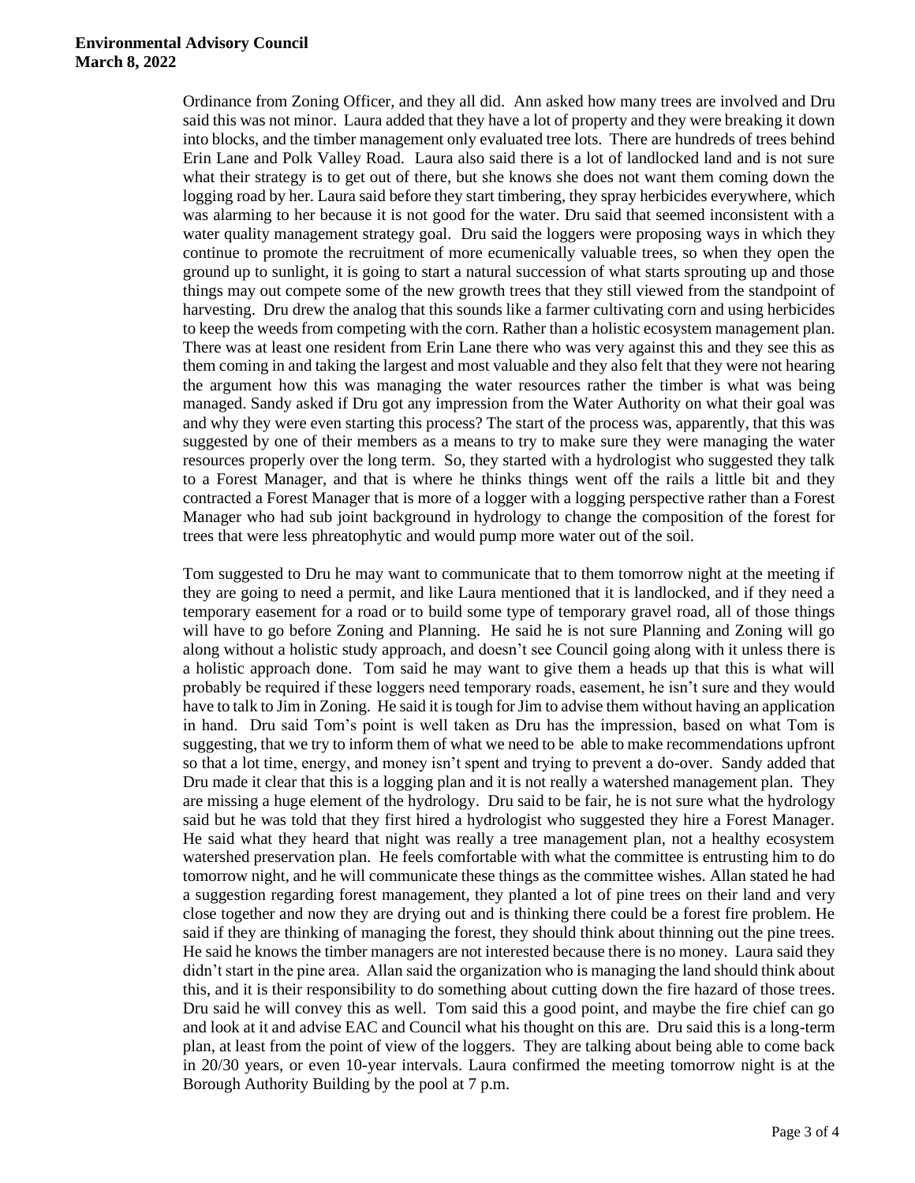Ordinance from Zoning Officer, and they all did. Ann asked how many trees are involved and Dru said this was not minor. Laura added that they have a lot of property and they were breaking it down into blocks, and the timber management only evaluated tree lots. There are hundreds of trees behind Erin Lane and Polk Valley Road. Laura also said there is a lot of landlocked land and is not sure what their strategy is to get out of there, but she knows she does not want them coming down the logging road by her. Laura said before they start timbering, they spray herbicides everywhere, which was alarming to her because it is not good for the water. Dru said that seemed inconsistent with a water quality management strategy goal. Dru said the loggers were proposing ways in which they continue to promote the recruitment of more ecumenically valuable trees, so when they open the ground up to sunlight, it is going to start a natural succession of what starts sprouting up and those things may out compete some of the new growth trees that they still viewed from the standpoint of harvesting. Dru drew the analog that this sounds like a farmer cultivating corn and using herbicides to keep the weeds from competing with the corn. Rather than a holistic ecosystem management plan. There was at least one resident from Erin Lane there who was very against this and they see this as them coming in and taking the largest and most valuable and they also felt that they were not hearing the argument how this was managing the water resources rather the timber is what was being managed. Sandy asked if Dru got any impression from the Water Authority on what their goal was and why they were even starting this process? The start of the process was, apparently, that this was suggested by one of their members as a means to try to make sure they were managing the water resources properly over the long term. So, they started with a hydrologist who suggested they talk to a Forest Manager, and that is where he thinks things went off the rails a little bit and they contracted a Forest Manager that is more of a logger with a logging perspective rather than a Forest Manager who had sub joint background in hydrology to change the composition of the forest for trees that were less phreatophytic and would pump more water out of the soil.

Tom suggested to Dru he may want to communicate that to them tomorrow night at the meeting if they are going to need a permit, and like Laura mentioned that it is landlocked, and if they need a temporary easement for a road or to build some type of temporary gravel road, all of those things will have to go before Zoning and Planning. He said he is not sure Planning and Zoning will go along without a holistic study approach, and doesn't see Council going along with it unless there is a holistic approach done. Tom said he may want to give them a heads up that this is what will probably be required if these loggers need temporary roads, easement, he isn't sure and they would have to talk to Jim in Zoning. He said it is tough for Jim to advise them without having an application in hand. Dru said Tom's point is well taken as Dru has the impression, based on what Tom is suggesting, that we try to inform them of what we need to be able to make recommendations upfront so that a lot time, energy, and money isn't spent and trying to prevent a do-over. Sandy added that Dru made it clear that this is a logging plan and it is not really a watershed management plan. They are missing a huge element of the hydrology. Dru said to be fair, he is not sure what the hydrology said but he was told that they first hired a hydrologist who suggested they hire a Forest Manager. He said what they heard that night was really a tree management plan, not a healthy ecosystem watershed preservation plan. He feels comfortable with what the committee is entrusting him to do tomorrow night, and he will communicate these things as the committee wishes. Allan stated he had a suggestion regarding forest management, they planted a lot of pine trees on their land and very close together and now they are drying out and is thinking there could be a forest fire problem. He said if they are thinking of managing the forest, they should think about thinning out the pine trees. He said he knows the timber managers are not interested because there is no money. Laura said they didn't start in the pine area. Allan said the organization who is managing the land should think about this, and it is their responsibility to do something about cutting down the fire hazard of those trees. Dru said he will convey this as well. Tom said this a good point, and maybe the fire chief can go and look at it and advise EAC and Council what his thought on this are. Dru said this is a long-term plan, at least from the point of view of the loggers. They are talking about being able to come back in 20/30 years, or even 10-year intervals. Laura confirmed the meeting tomorrow night is at the Borough Authority Building by the pool at 7 p.m.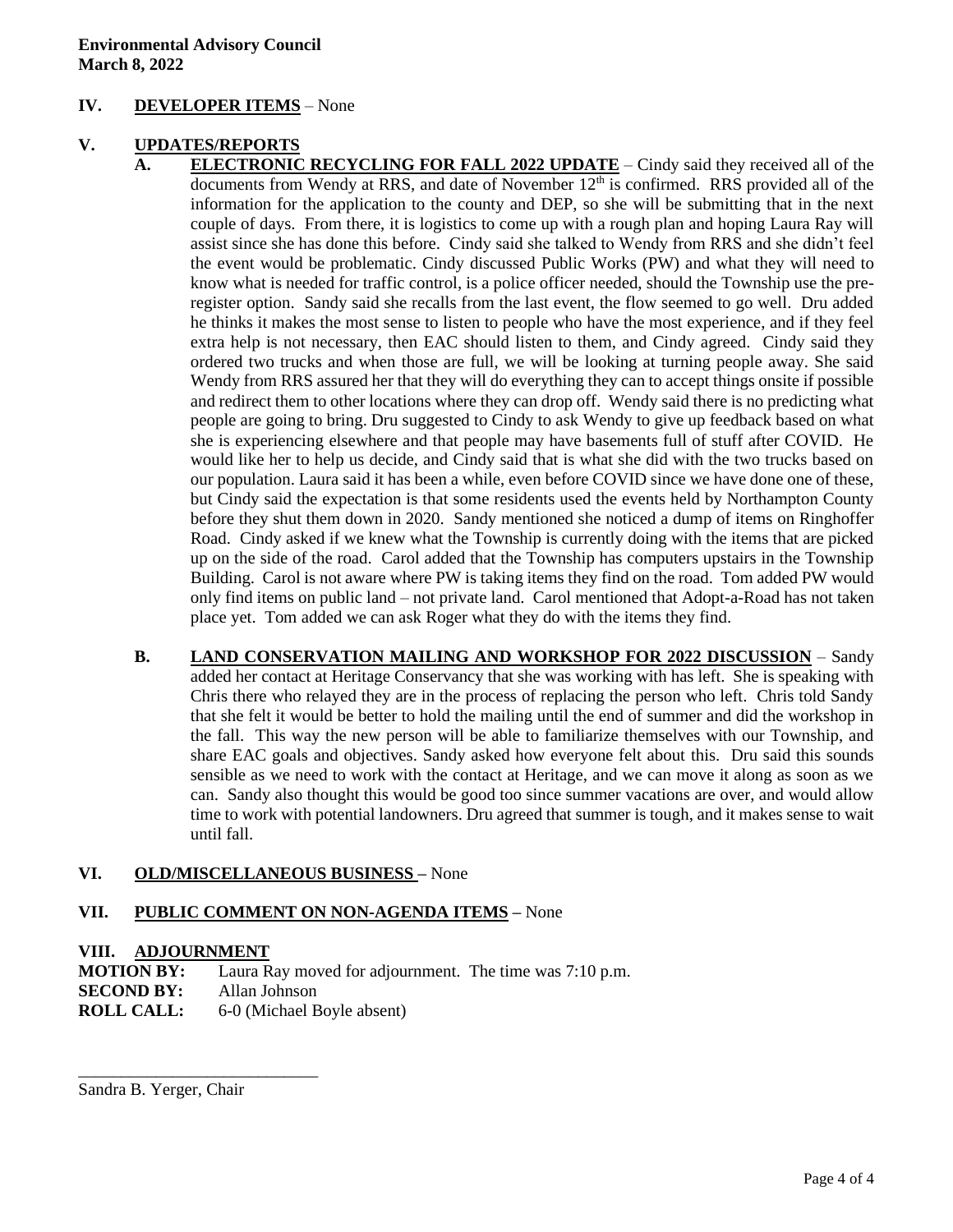**Environmental Advisory Council**
**March 8, 2022**

## IV. DEVELOPER ITEMS – None

## V. UPDATES/REPORTS

**A. ELECTRONIC RECYCLING FOR FALL 2022 UPDATE** – Cindy said they received all of the documents from Wendy at RRS, and date of November 12th is confirmed. RRS provided all of the information for the application to the county and DEP, so she will be submitting that in the next couple of days. From there, it is logistics to come up with a rough plan and hoping Laura Ray will assist since she has done this before. Cindy said she talked to Wendy from RRS and she didn't feel the event would be problematic. Cindy discussed Public Works (PW) and what they will need to know what is needed for traffic control, is a police officer needed, should the Township use the pre-register option. Sandy said she recalls from the last event, the flow seemed to go well. Dru added he thinks it makes the most sense to listen to people who have the most experience, and if they feel extra help is not necessary, then EAC should listen to them, and Cindy agreed. Cindy said they ordered two trucks and when those are full, we will be looking at turning people away. She said Wendy from RRS assured her that they will do everything they can to accept things onsite if possible and redirect them to other locations where they can drop off. Wendy said there is no predicting what people are going to bring. Dru suggested to Cindy to ask Wendy to give up feedback based on what she is experiencing elsewhere and that people may have basements full of stuff after COVID. He would like her to help us decide, and Cindy said that is what she did with the two trucks based on our population. Laura said it has been a while, even before COVID since we have done one of these, but Cindy said the expectation is that some residents used the events held by Northampton County before they shut them down in 2020. Sandy mentioned she noticed a dump of items on Ringhoffer Road. Cindy asked if we knew what the Township is currently doing with the items that are picked up on the side of the road. Carol added that the Township has computers upstairs in the Township Building. Carol is not aware where PW is taking items they find on the road. Tom added PW would only find items on public land – not private land. Carol mentioned that Adopt-a-Road has not taken place yet. Tom added we can ask Roger what they do with the items they find.

**B. LAND CONSERVATION MAILING AND WORKSHOP FOR 2022 DISCUSSION** – Sandy added her contact at Heritage Conservancy that she was working with has left. She is speaking with Chris there who relayed they are in the process of replacing the person who left. Chris told Sandy that she felt it would be better to hold the mailing until the end of summer and did the workshop in the fall. This way the new person will be able to familiarize themselves with our Township, and share EAC goals and objectives. Sandy asked how everyone felt about this. Dru said this sounds sensible as we need to work with the contact at Heritage, and we can move it along as soon as we can. Sandy also thought this would be good too since summer vacations are over, and would allow time to work with potential landowners. Dru agreed that summer is tough, and it makes sense to wait until fall.

## VI. OLD/MISCELLANEOUS BUSINESS – None

## VII. PUBLIC COMMENT ON NON-AGENDA ITEMS – None

## VIII. ADJOURNMENT

**MOTION BY:** Laura Ray moved for adjournment. The time was 7:10 p.m.
**SECOND BY:** Allan Johnson
**ROLL CALL:** 6-0 (Michael Boyle absent)

\_\_\_\_\_\_\_\_\_\_\_\_\_\_\_\_\_\_\_\_\_\_\_\_\_\_\_\_\_\_

Sandra B. Yerger, Chair